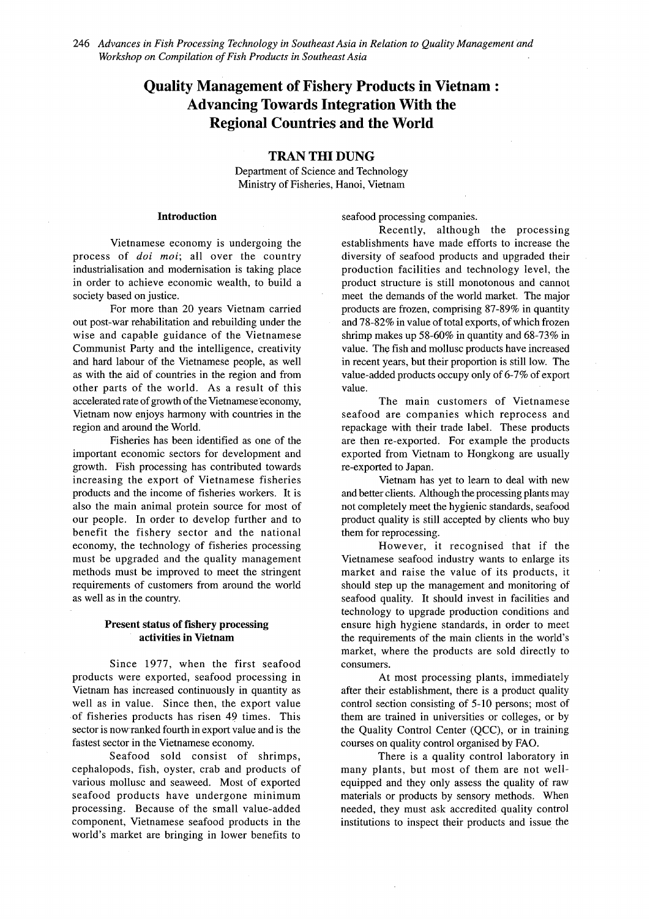# Quality Management of Fishery Products in Vietnam : Advancing Towards Integration With the Regional Countries and the World

**TRAN THI DUNG**

Department of Science and Technology
Ministry of Fisheries, Hanoi, Vietnam

## Introduction

Vietnamese economy is undergoing the process of *doi moi*; all over the country industrialisation and modernisation is taking place in order to achieve economic wealth, to build a society based on justice.

For more than 20 years Vietnam carried out post-war rehabilitation and rebuilding under the wise and capable guidance of the Vietnamese Communist Party and the intelligence, creativity and hard labour of the Vietnamese people, as well as with the aid of countries in the region and from other parts of the world. As a result of this accelerated rate of growth of the Vietnamese economy, Vietnam now enjoys harmony with countries in the region and around the World.

Fisheries has been identified as one of the important economic sectors for development and growth. Fish processing has contributed towards increasing the export of Vietnamese fisheries products and the income of fisheries workers. It is also the main animal protein source for most of our people. In order to develop further and to benefit the fishery sector and the national economy, the technology of fisheries processing must be upgraded and the quality management methods must be improved to meet the stringent requirements of customers from around the world as well as in the country.

## Present status of fishery processing activities in Vietnam

Since 1977, when the first seafood products were exported, seafood processing in Vietnam has increased continuously in quantity as well as in value. Since then, the export value of fisheries products has risen 49 times. This sector is now ranked fourth in export value and is the fastest sector in the Vietnamese economy.

Seafood sold consist of shrimps, cephalopods, fish, oyster, crab and products of various mollusc and seaweed. Most of exported seafood products have undergone minimum processing. Because of the small value-added component, Vietnamese seafood products in the world's market are bringing in lower benefits to seafood processing companies.

Recently, although the processing establishments have made efforts to increase the diversity of seafood products and upgraded their production facilities and technology level, the product structure is still monotonous and cannot meet the demands of the world market. The major products are frozen, comprising 87-89% in quantity and 78-82% in value of total exports, of which frozen shrimp makes up 58-60% in quantity and 68-73% in value. The fish and mollusc products have increased in recent years, but their proportion is still low. The value-added products occupy only of 6-7% of export value.

The main customers of Vietnamese seafood are companies which reprocess and repackage with their trade label. These products are then re-exported. For example the products exported from Vietnam to Hongkong are usually re-exported to Japan.

Vietnam has yet to learn to deal with new and better clients. Although the processing plants may not completely meet the hygienic standards, seafood product quality is still accepted by clients who buy them for reprocessing.

However, it recognised that if the Vietnamese seafood industry wants to enlarge its market and raise the value of its products, it should step up the management and monitoring of seafood quality. It should invest in facilities and technology to upgrade production conditions and ensure high hygiene standards, in order to meet the requirements of the main clients in the world's market, where the products are sold directly to consumers.

At most processing plants, immediately after their establishment, there is a product quality control section consisting of 5-10 persons; most of them are trained in universities or colleges, or by the Quality Control Center (QCC), or in training courses on quality control organised by FAO.

There is a quality control laboratory in many plants, but most of them are not well-equipped and they only assess the quality of raw materials or products by sensory methods. When needed, they must ask accredited quality control institutions to inspect their products and issue the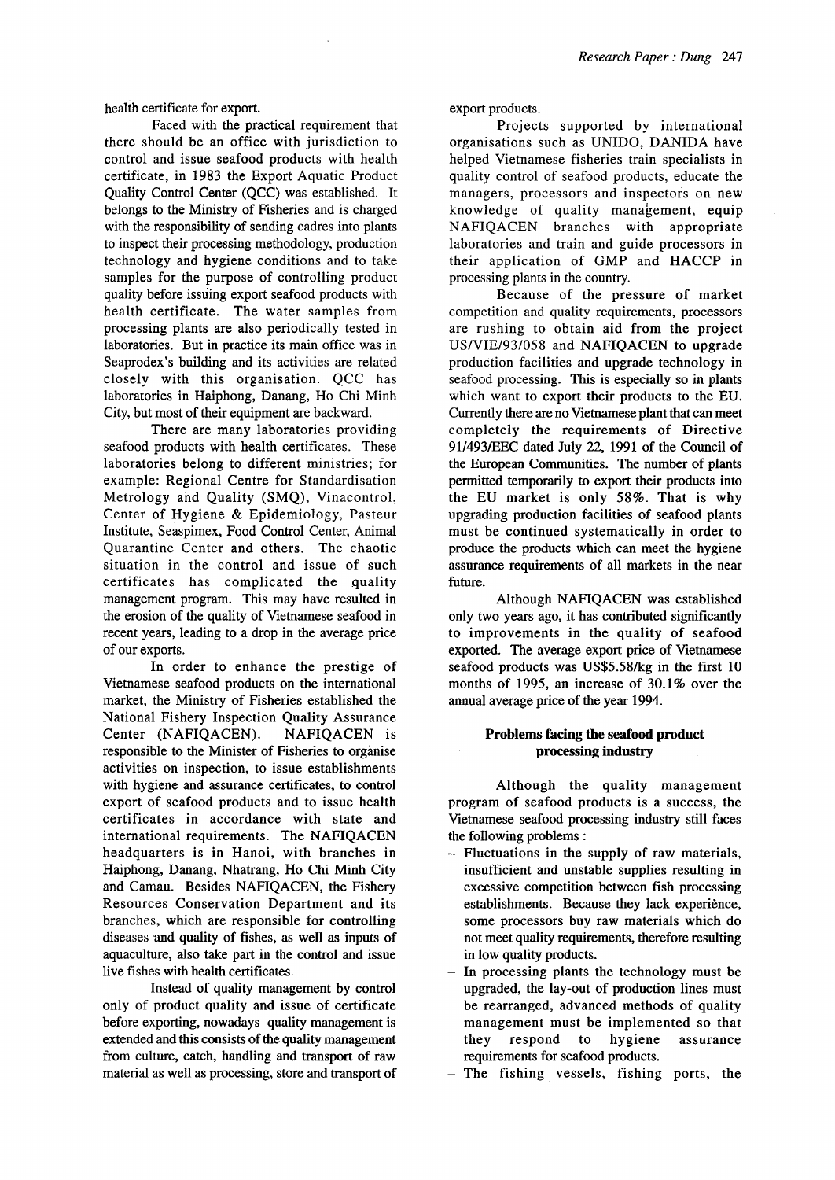health certificate for export.

Faced with the practical requirement that there should be an office with jurisdiction to control and issue seafood products with health certificate, in 1983 the Export Aquatic Product Quality Control Center (QCC) was established. It belongs to the Ministry of Fisheries and is charged with the responsibility of sending cadres into plants to inspect their processing methodology, production technology and hygiene conditions and to take samples for the purpose of controlling product quality before issuing export seafood products with health certificate. The water samples from processing plants are also periodically tested in laboratories. But in practice its main office was in Seaprodex's building and its activities are related closely with this organisation. QCC has laboratories in Haiphong, Danang, Ho Chi Minh City, but most of their equipment are backward.

There are many laboratories providing seafood products with health certificates. These laboratories belong to different ministries; for example: Regional Centre for Standardisation Metrology and Quality (SMQ), Vinacontrol, Center of Hygiene & Epidemiology, Pasteur Institute, Seaspimex, Food Control Center, Animal Quarantine Center and others. The chaotic situation in the control and issue of such certificates has complicated the quality management program. This may have resulted in the erosion of the quality of Vietnamese seafood in recent years, leading to a drop in the average price of our exports.

In order to enhance the prestige of Vietnamese seafood products on the international market, the Ministry of Fisheries established the National Fishery Inspection Quality Assurance Center (NAFIQACEN). NAFIQACEN is responsible to the Minister of Fisheries to organise activities on inspection, to issue establishments with hygiene and assurance certificates, to control export of seafood products and to issue health certificates in accordance with state and international requirements. The NAFIQACEN headquarters is in Hanoi, with branches in Haiphong, Danang, Nhatrang, Ho Chi Minh City and Camau. Besides NAFIQACEN, the Fishery Resources Conservation Department and its branches, which are responsible for controlling diseases and quality of fishes, as well as inputs of aquaculture, also take part in the control and issue live fishes with health certificates.

Instead of quality management by control only of product quality and issue of certificate before exporting, nowadays quality management is extended and this consists of the quality management from culture, catch, handling and transport of raw material as well as processing, store and transport of export products.

Projects supported by international organisations such as UNIDO, DANIDA have helped Vietnamese fisheries train specialists in quality control of seafood products, educate the managers, processors and inspectors on new knowledge of quality management, equip NAFIQACEN branches with appropriate laboratories and train and guide processors in their application of GMP and HACCP in processing plants in the country.

Because of the pressure of market competition and quality requirements, processors are rushing to obtain aid from the project US/VIE/93/058 and NAFIQACEN to upgrade production facilities and upgrade technology in seafood processing. This is especially so in plants which want to export their products to the EU. Currently there are no Vietnamese plant that can meet completely the requirements of Directive 91/493/EEC dated July 22, 1991 of the Council of the European Communities. The number of plants permitted temporarily to export their products into the EU market is only 58%. That is why upgrading production facilities of seafood plants must be continued systematically in order to produce the products which can meet the hygiene assurance requirements of all markets in the near future.

Although NAFIQACEN was established only two years ago, it has contributed significantly to improvements in the quality of seafood exported. The average export price of Vietnamese seafood products was US$5.58/kg in the first 10 months of 1995, an increase of 30.1% over the annual average price of the year 1994.

## Problems facing the seafood product processing industry

Although the quality management program of seafood products is a success, the Vietnamese seafood processing industry still faces the following problems :

- Fluctuations in the supply of raw materials, insufficient and unstable supplies resulting in excessive competition between fish processing establishments. Because they lack experience, some processors buy raw materials which do not meet quality requirements, therefore resulting in low quality products.
- In processing plants the technology must be upgraded, the lay-out of production lines must be rearranged, advanced methods of quality management must be implemented so that they respond to hygiene assurance requirements for seafood products.
- The fishing vessels, fishing ports, the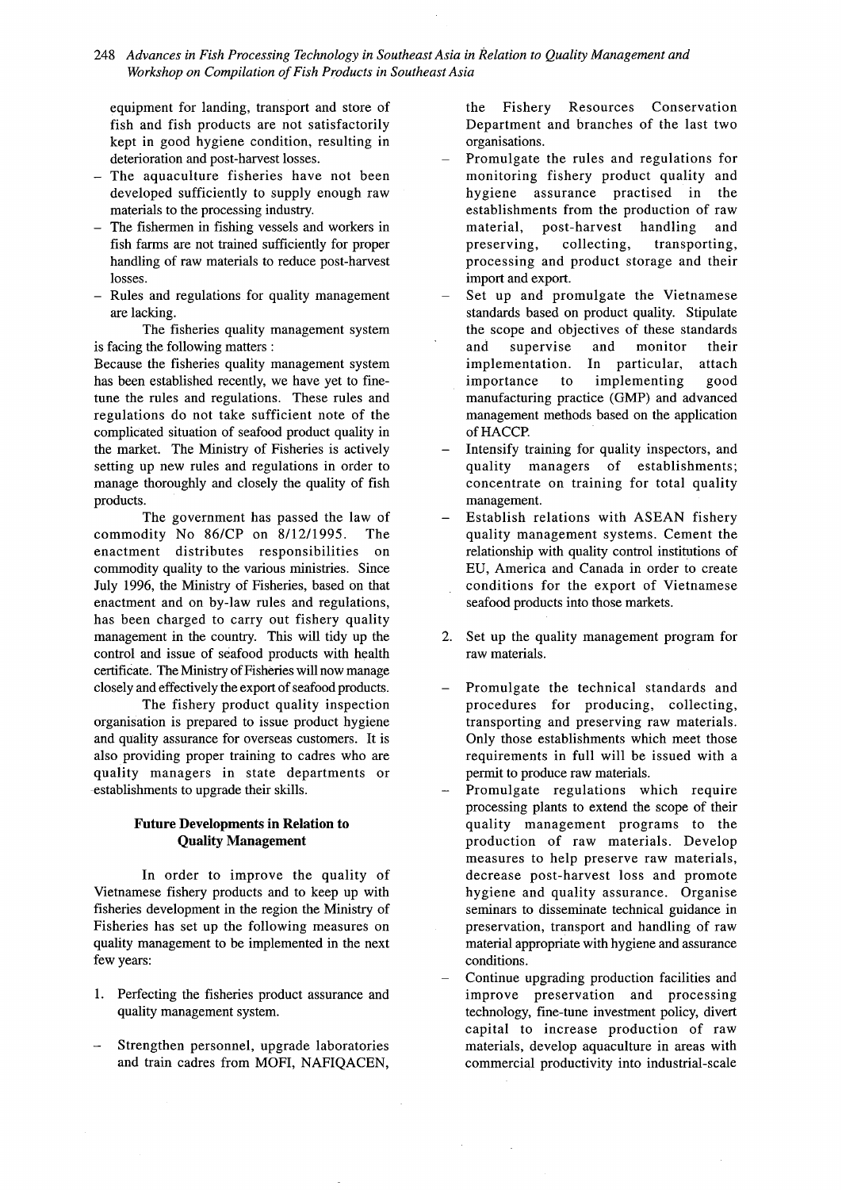equipment for landing, transport and store of fish and fish products are not satisfactorily kept in good hygiene condition, resulting in deterioration and post-harvest losses.

- The aquaculture fisheries have not been developed sufficiently to supply enough raw materials to the processing industry.
- The fishermen in fishing vessels and workers in fish farms are not trained sufficiently for proper handling of raw materials to reduce post-harvest losses.
- Rules and regulations for quality management are lacking.

The fisheries quality management system is facing the following matters :

Because the fisheries quality management system has been established recently, we have yet to fine-tune the rules and regulations. These rules and regulations do not take sufficient note of the complicated situation of seafood product quality in the market. The Ministry of Fisheries is actively setting up new rules and regulations in order to manage thoroughly and closely the quality of fish products.

The government has passed the law of commodity No 86/CP on 8/12/1995. The enactment distributes responsibilities on commodity quality to the various ministries. Since July 1996, the Ministry of Fisheries, based on that enactment and on by-law rules and regulations, has been charged to carry out fishery quality management in the country. This will tidy up the control and issue of seafood products with health certificate. The Ministry of Fisheries will now manage closely and effectively the export of seafood products.

The fishery product quality inspection organisation is prepared to issue product hygiene and quality assurance for overseas customers. It is also providing proper training to cadres who are quality managers in state departments or establishments to upgrade their skills.

## Future Developments in Relation to Quality Management

In order to improve the quality of Vietnamese fishery products and to keep up with fisheries development in the region the Ministry of Fisheries has set up the following measures on quality management to be implemented in the next few years:

1. Perfecting the fisheries product assurance and quality management system.

- Strengthen personnel, upgrade laboratories and train cadres from MOFI, NAFIQACEN, the Fishery Resources Conservation Department and branches of the last two organisations.
- Promulgate the rules and regulations for monitoring fishery product quality and hygiene assurance practised in the establishments from the production of raw material, post-harvest handling and preserving, collecting, transporting, processing and product storage and their import and export.
- Set up and promulgate the Vietnamese standards based on product quality. Stipulate the scope and objectives of these standards and supervise and monitor their implementation. In particular, attach importance to implementing good manufacturing practice (GMP) and advanced management methods based on the application of HACCP.
- Intensify training for quality inspectors, and quality managers of establishments; concentrate on training for total quality management.
- Establish relations with ASEAN fishery quality management systems. Cement the relationship with quality control institutions of EU, America and Canada in order to create conditions for the export of Vietnamese seafood products into those markets.

2. Set up the quality management program for raw materials.

- Promulgate the technical standards and procedures for producing, collecting, transporting and preserving raw materials. Only those establishments which meet those requirements in full will be issued with a permit to produce raw materials.
- Promulgate regulations which require processing plants to extend the scope of their quality management programs to the production of raw materials. Develop measures to help preserve raw materials, decrease post-harvest loss and promote hygiene and quality assurance. Organise seminars to disseminate technical guidance in preservation, transport and handling of raw material appropriate with hygiene and assurance conditions.
- Continue upgrading production facilities and improve preservation and processing technology, fine-tune investment policy, divert capital to increase production of raw materials, develop aquaculture in areas with commercial productivity into industrial-scale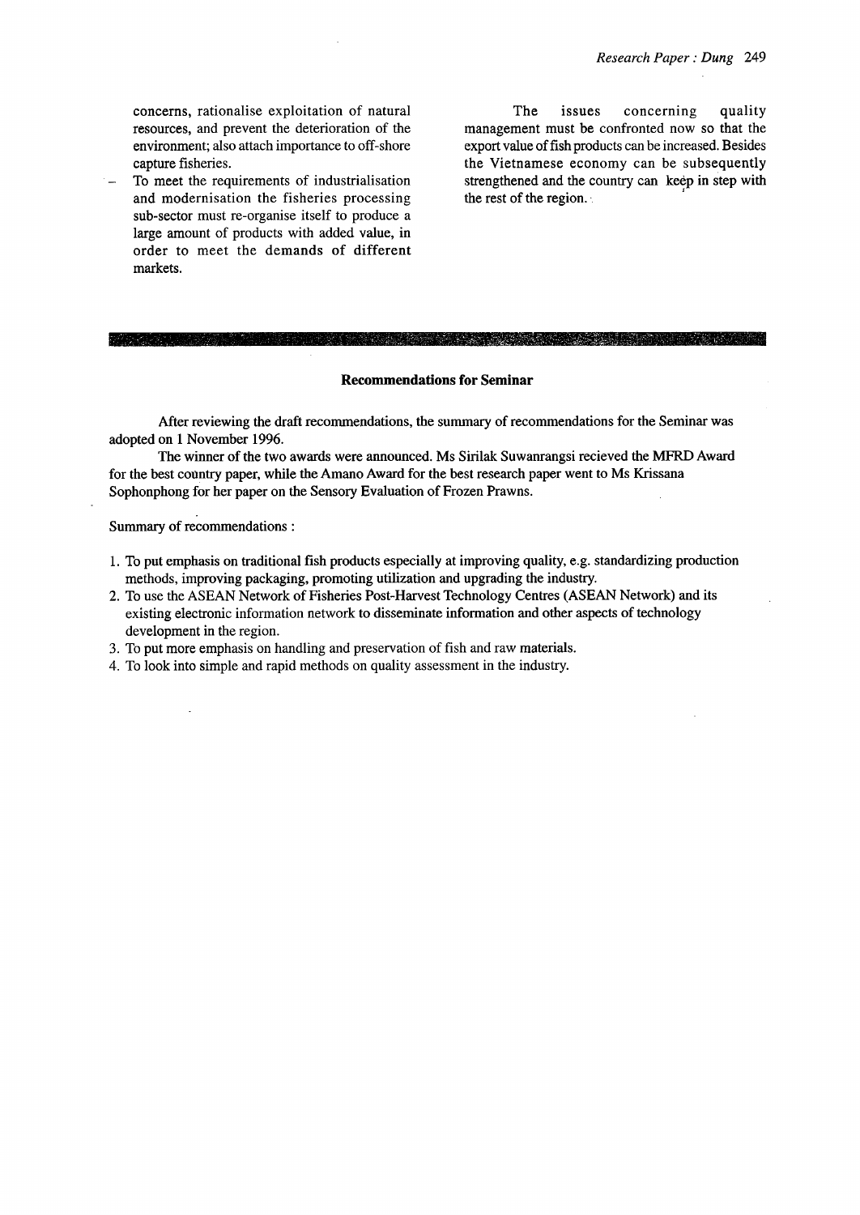concerns, rationalise exploitation of natural resources, and prevent the deterioration of the environment; also attach importance to off-shore capture fisheries.

- To meet the requirements of industrialisation and modernisation the fisheries processing sub-sector must re-organise itself to produce a large amount of products with added value, in order to meet the demands of different markets.

The issues concerning quality management must be confronted now so that the export value of fish products can be increased. Besides the Vietnamese economy can be subsequently strengthened and the country can keep in step with the rest of the region.

### Recommendations for Seminar

After reviewing the draft recommendations, the summary of recommendations for the Seminar was adopted on 1 November 1996.

The winner of the two awards were announced. Ms Sirilak Suwanrangsi recieved the MFRD Award for the best country paper, while the Amano Award for the best research paper went to Ms Krissana Sophonphong for her paper on the Sensory Evaluation of Frozen Prawns.

Summary of recommendations :

1. To put emphasis on traditional fish products especially at improving quality, e.g. standardizing production methods, improving packaging, promoting utilization and upgrading the industry.
2. To use the ASEAN Network of Fisheries Post-Harvest Technology Centres (ASEAN Network) and its existing electronic information network to disseminate information and other aspects of technology development in the region.
3. To put more emphasis on handling and preservation of fish and raw materials.
4. To look into simple and rapid methods on quality assessment in the industry.